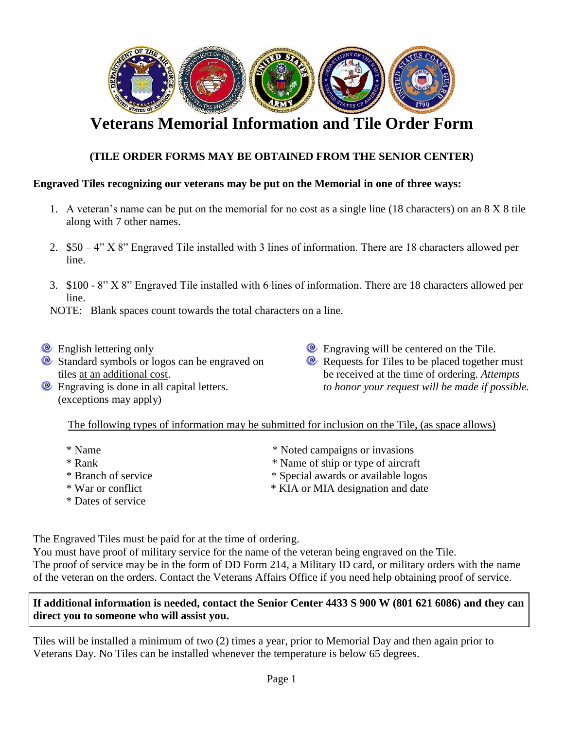# Veterans Memorial Information and Tile Order Form

**(TILE ORDER FORMS MAY BE OBTAINED FROM THE SENIOR CENTER)**

**Engraved Tiles recognizing our veterans may be put on the Memorial in one of three ways:**

1. A veteran's name can be put on the memorial for no cost as a single line (18 characters) on an 8 X 8 tile along with 7 other names.
2. $50 – 4" X 8" Engraved Tile installed with 3 lines of information. There are 18 characters allowed per line.
3. $100 - 8" X 8" Engraved Tile installed with 6 lines of information. There are 18 characters allowed per line.

NOTE: Blank spaces count towards the total characters on a line.

- English lettering only
- Standard symbols or logos can be engraved on tiles <u>at an additional cost</u>.
- Engraving is done in all capital letters. (exceptions may apply)
- Engraving will be centered on the Tile.
- Requests for Tiles to be placed together must be received at the time of ordering. *Attempts to honor your request will be made if possible.*

<u>The following types of information may be submitted for inclusion on the Tile, (as space allows)</u>

* Name
* Rank
* Branch of service
* War or conflict
* Dates of service
* Noted campaigns or invasions
* Name of ship or type of aircraft
* Special awards or available logos
* KIA or MIA designation and date

The Engraved Tiles must be paid for at the time of ordering.
You must have proof of military service for the name of the veteran being engraved on the Tile.
The proof of service may be in the form of DD Form 214, a Military ID card, or military orders with the name of the veteran on the orders. Contact the Veterans Affairs Office if you need help obtaining proof of service.

**If additional information is needed, contact the Senior Center 4433 S 900 W (801 621 6086) and they can direct you to someone who will assist you.**

Tiles will be installed a minimum of two (2) times a year, prior to Memorial Day and then again prior to Veterans Day. No Tiles can be installed whenever the temperature is below 65 degrees.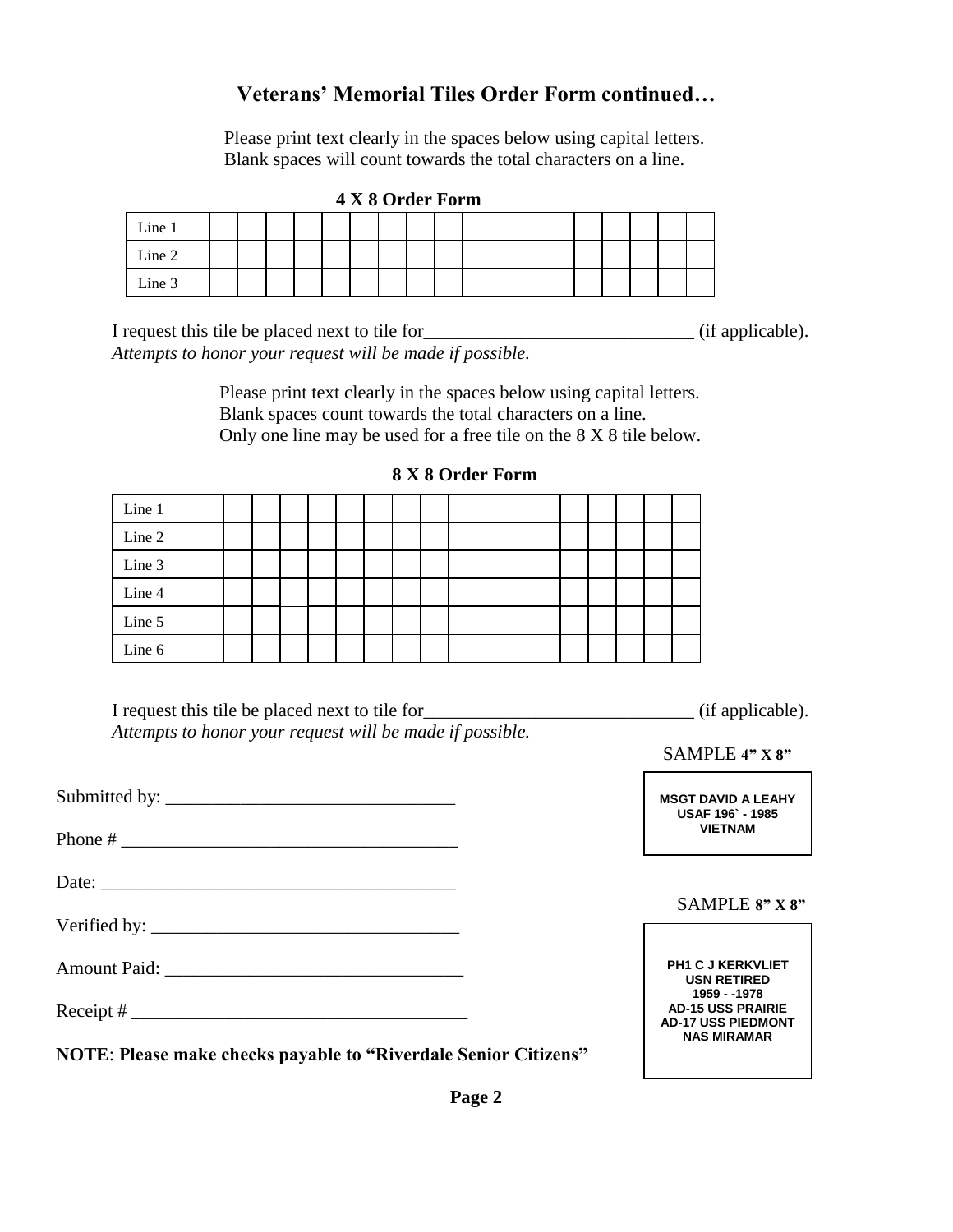## Veterans' Memorial Tiles Order Form continued…

Please print text clearly in the spaces below using capital letters.
Blank spaces will count towards the total characters on a line.

**4 X 8 Order Form**

| | | | | | | | | | | | | | | | | | | |
|---|---|---|---|---|---|---|---|---|---|---|---|---|---|---|---|---|---|---|
| Line 1 | | | | | | | | | | | | | | | | | | |
| Line 2 | | | | | | | | | | | | | | | | | | |
| Line 3 | | | | | | | | | | | | | | | | | | |

I request this tile be placed next to tile for_____________________________ (if applicable).
*Attempts to honor your request will be made if possible.*

Please print text clearly in the spaces below using capital letters.
Blank spaces count towards the total characters on a line.
Only one line may be used for a free tile on the 8 X 8 tile below.

**8 X 8 Order Form**

| | | | | | | | | | | | | | | | | | | |
|---|---|---|---|---|---|---|---|---|---|---|---|---|---|---|---|---|---|---|
| Line 1 | | | | | | | | | | | | | | | | | | |
| Line 2 | | | | | | | | | | | | | | | | | | |
| Line 3 | | | | | | | | | | | | | | | | | | |
| Line 4 | | | | | | | | | | | | | | | | | | |
| Line 5 | | | | | | | | | | | | | | | | | | |
| Line 6 | | | | | | | | | | | | | | | | | | |

I request this tile be placed next to tile for_____________________________ (if applicable).
*Attempts to honor your request will be made if possible.*

SAMPLE **4" X 8"**

**MSGT DAVID A LEAHY**
**USAF 196` - 1985**
**VIETNAM**

SAMPLE **8" X 8"**

**PH1 C J KERKVLIET**
**USN RETIRED**
**1959 - -1978**
**AD-15 USS PRAIRIE**
**AD-17 USS PIEDMONT**
**NAS MIRAMAR**

Submitted by: _______________________________

Phone # ____________________________________

Date: ______________________________________

Verified by: _________________________________

Amount Paid: _______________________________

Receipt # ___________________________________

**NOTE**: **Please make checks payable to "Riverdale Senior Citizens"**